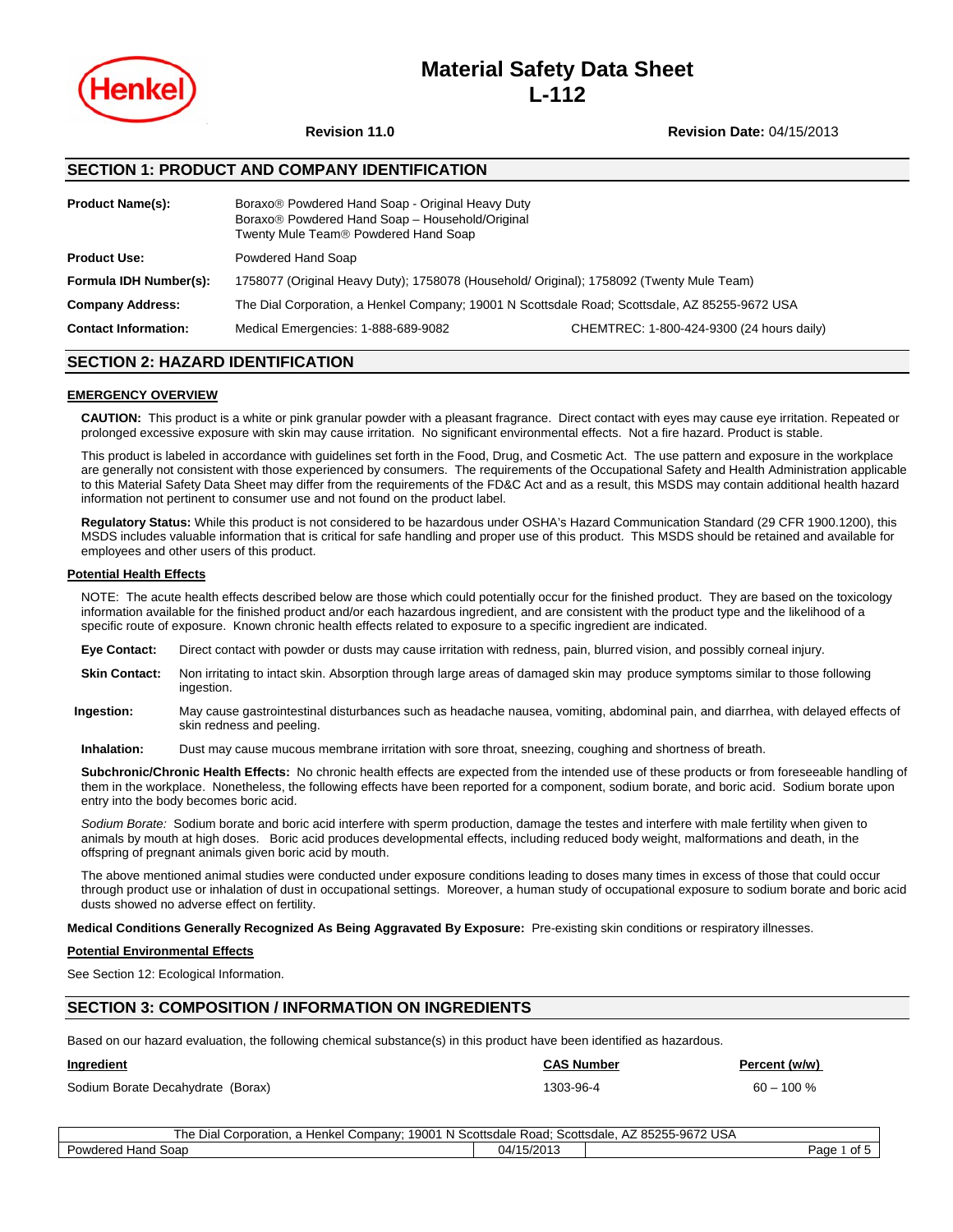# Material Safety Data Sheet
# L-112

**Revision 11.0** **Revision Date:** 04/15/2013

## SECTION 1: PRODUCT AND COMPANY IDENTIFICATION

| | |
|---|---|
| **Product Name(s):** | Boraxo® Powdered Hand Soap - Original Heavy Duty<br>Boraxo® Powdered Hand Soap – Household/Original<br>Twenty Mule Team® Powdered Hand Soap |
| **Product Use:** | Powdered Hand Soap |
| **Formula IDH Number(s):** | 1758077 (Original Heavy Duty); 1758078 (Household/ Original); 1758092 (Twenty Mule Team) |
| **Company Address:** | The Dial Corporation, a Henkel Company; 19001 N Scottsdale Road; Scottsdale, AZ 85255-9672 USA |
| **Contact Information:** | Medical Emergencies: 1-888-689-9082 CHEMTREC: 1-800-424-9300 (24 hours daily) |

## SECTION 2: HAZARD IDENTIFICATION

### EMERGENCY OVERVIEW

**CAUTION:** This product is a white or pink granular powder with a pleasant fragrance. Direct contact with eyes may cause eye irritation. Repeated or prolonged excessive exposure with skin may cause irritation. No significant environmental effects. Not a fire hazard. Product is stable.

This product is labeled in accordance with guidelines set forth in the Food, Drug, and Cosmetic Act. The use pattern and exposure in the workplace are generally not consistent with those experienced by consumers. The requirements of the Occupational Safety and Health Administration applicable to this Material Safety Data Sheet may differ from the requirements of the FD&C Act and as a result, this MSDS may contain additional health hazard information not pertinent to consumer use and not found on the product label.

**Regulatory Status:** While this product is not considered to be hazardous under OSHA's Hazard Communication Standard (29 CFR 1900.1200), this MSDS includes valuable information that is critical for safe handling and proper use of this product. This MSDS should be retained and available for employees and other users of this product.

### Potential Health Effects

NOTE: The acute health effects described below are those which could potentially occur for the finished product. They are based on the toxicology information available for the finished product and/or each hazardous ingredient, and are consistent with the product type and the likelihood of a specific route of exposure. Known chronic health effects related to exposure to a specific ingredient are indicated.

**Eye Contact:** Direct contact with powder or dusts may cause irritation with redness, pain, blurred vision, and possibly corneal injury.

**Skin Contact:** Non irritating to intact skin. Absorption through large areas of damaged skin may produce symptoms similar to those following ingestion.

**Ingestion:** May cause gastrointestinal disturbances such as headache nausea, vomiting, abdominal pain, and diarrhea, with delayed effects of skin redness and peeling.

**Inhalation:** Dust may cause mucous membrane irritation with sore throat, sneezing, coughing and shortness of breath.

**Subchronic/Chronic Health Effects:** No chronic health effects are expected from the intended use of these products or from foreseeable handling of them in the workplace. Nonetheless, the following effects have been reported for a component, sodium borate, and boric acid. Sodium borate upon entry into the body becomes boric acid.

*Sodium Borate:* Sodium borate and boric acid interfere with sperm production, damage the testes and interfere with male fertility when given to animals by mouth at high doses. Boric acid produces developmental effects, including reduced body weight, malformations and death, in the offspring of pregnant animals given boric acid by mouth.

The above mentioned animal studies were conducted under exposure conditions leading to doses many times in excess of those that could occur through product use or inhalation of dust in occupational settings. Moreover, a human study of occupational exposure to sodium borate and boric acid dusts showed no adverse effect on fertility.

**Medical Conditions Generally Recognized As Being Aggravated By Exposure:** Pre-existing skin conditions or respiratory illnesses.

### Potential Environmental Effects

See Section 12: Ecological Information.

## SECTION 3: COMPOSITION / INFORMATION ON INGREDIENTS

Based on our hazard evaluation, the following chemical substance(s) in this product have been identified as hazardous.

| Ingredient | CAS Number | Percent (w/w) |
|---|---|---|
| Sodium Borate Decahydrate (Borax) | 1303-96-4 | 60 – 100 % |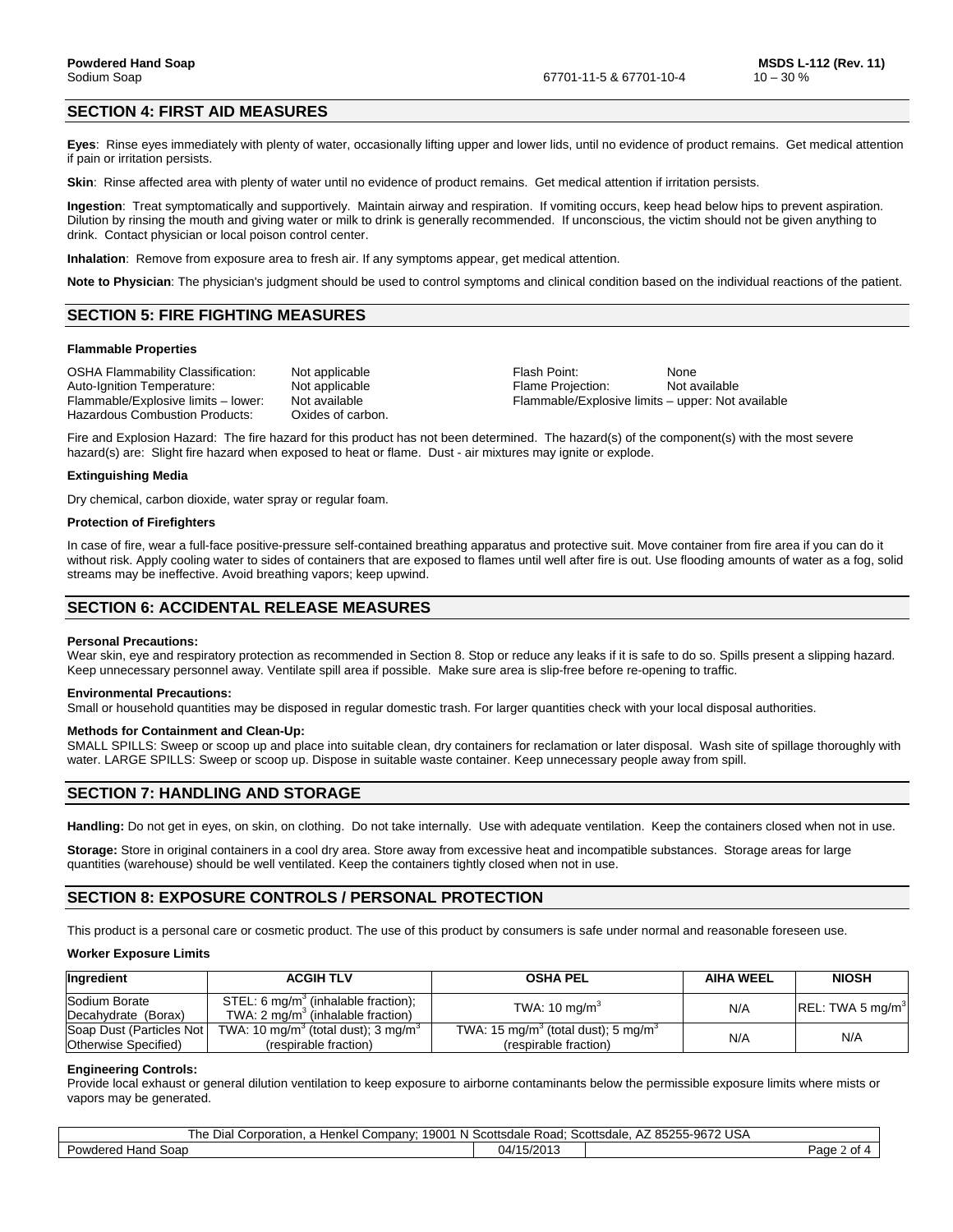Sodium Soap | 67701-11-5 & 67701-10-4 | 10 – 30 %

## SECTION 4: FIRST AID MEASURES

**Eyes**: Rinse eyes immediately with plenty of water, occasionally lifting upper and lower lids, until no evidence of product remains. Get medical attention if pain or irritation persists.

**Skin**: Rinse affected area with plenty of water until no evidence of product remains. Get medical attention if irritation persists.

**Ingestion**: Treat symptomatically and supportively. Maintain airway and respiration. If vomiting occurs, keep head below hips to prevent aspiration. Dilution by rinsing the mouth and giving water or milk to drink is generally recommended. If unconscious, the victim should not be given anything to drink. Contact physician or local poison control center.

**Inhalation**: Remove from exposure area to fresh air. If any symptoms appear, get medical attention.

**Note to Physician**: The physician's judgment should be used to control symptoms and clinical condition based on the individual reactions of the patient.

## SECTION 5: FIRE FIGHTING MEASURES

### Flammable Properties

OSHA Flammability Classification: Not applicable
Auto-Ignition Temperature: Not applicable
Flammable/Explosive limits – lower: Not available
Hazardous Combustion Products: Oxides of carbon.
Flash Point: None
Flame Projection: Not available
Flammable/Explosive limits – upper: Not available

Fire and Explosion Hazard: The fire hazard for this product has not been determined. The hazard(s) of the component(s) with the most severe hazard(s) are: Slight fire hazard when exposed to heat or flame. Dust - air mixtures may ignite or explode.

### Extinguishing Media

Dry chemical, carbon dioxide, water spray or regular foam.

### Protection of Firefighters

In case of fire, wear a full-face positive-pressure self-contained breathing apparatus and protective suit. Move container from fire area if you can do it without risk. Apply cooling water to sides of containers that are exposed to flames until well after fire is out. Use flooding amounts of water as a fog, solid streams may be ineffective. Avoid breathing vapors; keep upwind.

## SECTION 6: ACCIDENTAL RELEASE MEASURES

**Personal Precautions:**
Wear skin, eye and respiratory protection as recommended in Section 8. Stop or reduce any leaks if it is safe to do so. Spills present a slipping hazard. Keep unnecessary personnel away. Ventilate spill area if possible. Make sure area is slip-free before re-opening to traffic.

**Environmental Precautions:**
Small or household quantities may be disposed in regular domestic trash. For larger quantities check with your local disposal authorities.

**Methods for Containment and Clean-Up:**
SMALL SPILLS: Sweep or scoop up and place into suitable clean, dry containers for reclamation or later disposal. Wash site of spillage thoroughly with water. LARGE SPILLS: Sweep or scoop up. Dispose in suitable waste container. Keep unnecessary people away from spill.

## SECTION 7: HANDLING AND STORAGE

**Handling:** Do not get in eyes, on skin, on clothing. Do not take internally. Use with adequate ventilation. Keep the containers closed when not in use.

**Storage:** Store in original containers in a cool dry area. Store away from excessive heat and incompatible substances. Storage areas for large quantities (warehouse) should be well ventilated. Keep the containers tightly closed when not in use.

## SECTION 8: EXPOSURE CONTROLS / PERSONAL PROTECTION

This product is a personal care or cosmetic product. The use of this product by consumers is safe under normal and reasonable foreseen use.

### Worker Exposure Limits

| Ingredient | ACGIH TLV | OSHA PEL | AIHA WEEL | NIOSH |
|---|---|---|---|---|
| Sodium Borate Decahydrate (Borax) | STEL: 6 $mg/m^3$ (inhalable fraction); TWA: 2 $mg/m^3$ (inhalable fraction) | TWA: 10 $mg/m^3$ | N/A | REL: TWA 5 $mg/m^3$ |
| Soap Dust (Particles Not Otherwise Specified) | TWA: 10 $mg/m^3$ (total dust); 3 $mg/m^3$ (respirable fraction) | TWA: 15 $mg/m^3$ (total dust); 5 $mg/m^3$ (respirable fraction) | N/A | N/A |

**Engineering Controls:**
Provide local exhaust or general dilution ventilation to keep exposure to airborne contaminants below the permissible exposure limits where mists or vapors may be generated.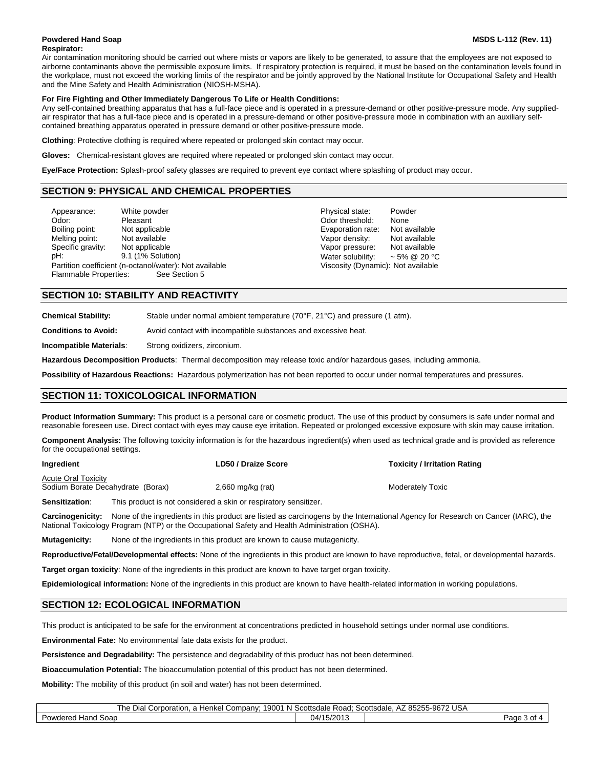**Respirator:**
Air contamination monitoring should be carried out where mists or vapors are likely to be generated, to assure that the employees are not exposed to airborne contaminants above the permissible exposure limits. If respiratory protection is required, it must be based on the contamination levels found in the workplace, must not exceed the working limits of the respirator and be jointly approved by the National Institute for Occupational Safety and Health and the Mine Safety and Health Administration (NIOSH-MSHA).

**For Fire Fighting and Other Immediately Dangerous To Life or Health Conditions:**
Any self-contained breathing apparatus that has a full-face piece and is operated in a pressure-demand or other positive-pressure mode. Any supplied-air respirator that has a full-face piece and is operated in a pressure-demand or other positive-pressure mode in combination with an auxiliary self-contained breathing apparatus operated in pressure demand or other positive-pressure mode.

**Clothing**: Protective clothing is required where repeated or prolonged skin contact may occur.

**Gloves:** Chemical-resistant gloves are required where repeated or prolonged skin contact may occur.

**Eye/Face Protection:** Splash-proof safety glasses are required to prevent eye contact where splashing of product may occur.

## SECTION 9: PHYSICAL AND CHEMICAL PROPERTIES

Appearance: White powder
Odor: Pleasant
Boiling point: Not applicable
Melting point: Not available
Specific gravity: Not applicable
pH: 9.1 (1% Solution)
Partition coefficient (n-octanol/water): Not available
Flammable Properties: See Section 5

Physical state: Powder
Odor threshold: None
Evaporation rate: Not available
Vapor density: Not available
Vapor pressure: Not available
Water solubility: ~ 5% @ 20 °C
Viscosity (Dynamic): Not available

## SECTION 10: STABILITY AND REACTIVITY

**Chemical Stability:** Stable under normal ambient temperature (70°F, 21°C) and pressure (1 atm).

**Conditions to Avoid:** Avoid contact with incompatible substances and excessive heat.

**Incompatible Materials**: Strong oxidizers, zirconium.

**Hazardous Decomposition Products**: Thermal decomposition may release toxic and/or hazardous gases, including ammonia.

**Possibility of Hazardous Reactions:** Hazardous polymerization has not been reported to occur under normal temperatures and pressures.

## SECTION 11: TOXICOLOGICAL INFORMATION

**Product Information Summary:** This product is a personal care or cosmetic product. The use of this product by consumers is safe under normal and reasonable foreseen use. Direct contact with eyes may cause eye irritation. Repeated or prolonged excessive exposure with skin may cause irritation.

**Component Analysis:** The following toxicity information is for the hazardous ingredient(s) when used as technical grade and is provided as reference for the occupational settings.

| Ingredient | LD50 / Draize Score | Toxicity / Irritation Rating |
|---|---|---|
| Acute Oral Toxicity | | |
| Sodium Borate Decahydrate (Borax) | 2,660 mg/kg (rat) | Moderately Toxic |

**Sensitization**: This product is not considered a skin or respiratory sensitizer.

**Carcinogenicity:** None of the ingredients in this product are listed as carcinogens by the International Agency for Research on Cancer (IARC), the National Toxicology Program (NTP) or the Occupational Safety and Health Administration (OSHA).

**Mutagenicity:** None of the ingredients in this product are known to cause mutagenicity.

**Reproductive/Fetal/Developmental effects:** None of the ingredients in this product are known to have reproductive, fetal, or developmental hazards.

**Target organ toxicity**: None of the ingredients in this product are known to have target organ toxicity.

**Epidemiological information:** None of the ingredients in this product are known to have health-related information in working populations.

## SECTION 12: ECOLOGICAL INFORMATION

This product is anticipated to be safe for the environment at concentrations predicted in household settings under normal use conditions.

**Environmental Fate:** No environmental fate data exists for the product.

**Persistence and Degradability:** The persistence and degradability of this product has not been determined.

**Bioaccumulation Potential:** The bioaccumulation potential of this product has not been determined.

**Mobility:** The mobility of this product (in soil and water) has not been determined.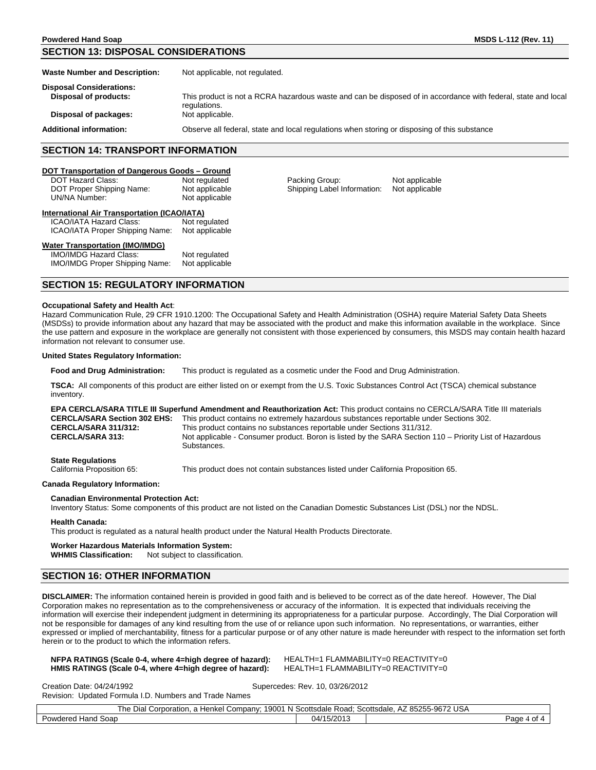## SECTION 13: DISPOSAL CONSIDERATIONS

**Waste Number and Description:** Not applicable, not regulated.

**Disposal Considerations:**

**Disposal of products:** This product is not a RCRA hazardous waste and can be disposed of in accordance with federal, state and local regulations.

**Disposal of packages:** Not applicable.

**Additional information:** Observe all federal, state and local regulations when storing or disposing of this substance

## SECTION 14: TRANSPORT INFORMATION

**DOT Transportation of Dangerous Goods – Ground**

| | | | |
|---|---|---|---|
| DOT Hazard Class: | Not regulated | Packing Group: | Not applicable |
| DOT Proper Shipping Name: | Not applicable | Shipping Label Information: | Not applicable |
| UN/NA Number: | Not applicable | | |

**International Air Transportation (ICAO/IATA)**

| | |
|---|---|
| ICAO/IATA Hazard Class: | Not regulated |
| ICAO/IATA Proper Shipping Name: | Not applicable |

**Water Transportation (IMO/IMDG)**

| | |
|---|---|
| IMO/IMDG Hazard Class: | Not regulated |
| IMO/IMDG Proper Shipping Name: | Not applicable |

## SECTION 15: REGULATORY INFORMATION

**Occupational Safety and Health Act**:

Hazard Communication Rule, 29 CFR 1910.1200: The Occupational Safety and Health Administration (OSHA) require Material Safety Data Sheets (MSDSs) to provide information about any hazard that may be associated with the product and make this information available in the workplace. Since the use pattern and exposure in the workplace are generally not consistent with those experienced by consumers, this MSDS may contain health hazard information not relevant to consumer use.

**United States Regulatory Information:**

**Food and Drug Administration:** This product is regulated as a cosmetic under the Food and Drug Administration.

**TSCA:** All components of this product are either listed on or exempt from the U.S. Toxic Substances Control Act (TSCA) chemical substance inventory.

**EPA CERCLA/SARA TITLE III Superfund Amendment and Reauthorization Act:** This product contains no CERCLA/SARA Title III materials

**CERCLA/SARA Section 302 EHS:** This product contains no extremely hazardous substances reportable under Sections 302.

**CERCLA/SARA 311/312:** This product contains no substances reportable under Sections 311/312.

**CERCLA/SARA 313:** Not applicable - Consumer product. Boron is listed by the SARA Section 110 – Priority List of Hazardous Substances.

**State Regulations**

California Proposition 65: This product does not contain substances listed under California Proposition 65.

**Canada Regulatory Information:**

**Canadian Environmental Protection Act:**

Inventory Status: Some components of this product are not listed on the Canadian Domestic Substances List (DSL) nor the NDSL.

**Health Canada:**

This product is regulated as a natural health product under the Natural Health Products Directorate.

**Worker Hazardous Materials Information System:**

**WHMIS Classification:** Not subject to classification.

## SECTION 16: OTHER INFORMATION

**DISCLAIMER:** The information contained herein is provided in good faith and is believed to be correct as of the date hereof. However, The Dial Corporation makes no representation as to the comprehensiveness or accuracy of the information. It is expected that individuals receiving the information will exercise their independent judgment in determining its appropriateness for a particular purpose. Accordingly, The Dial Corporation will not be responsible for damages of any kind resulting from the use of or reliance upon such information. No representations, or warranties, either expressed or implied of merchantability, fitness for a particular purpose or of any other nature is made hereunder with respect to the information set forth herein or to the product to which the information refers.

**NFPA RATINGS (Scale 0-4, where 4=high degree of hazard):** HEALTH=1 FLAMMABILITY=0 REACTIVITY=0

**HMIS RATINGS (Scale 0-4, where 4=high degree of hazard):** HEALTH=1 FLAMMABILITY=0 REACTIVITY=0

Creation Date: 04/24/1992 Supercedes: Rev. 10, 03/26/2012

Revision: Updated Formula I.D. Numbers and Trade Names

The Dial Corporation, a Henkel Company; 19001 N Scottsdale Road; Scottsdale, AZ 85255-9672 USA